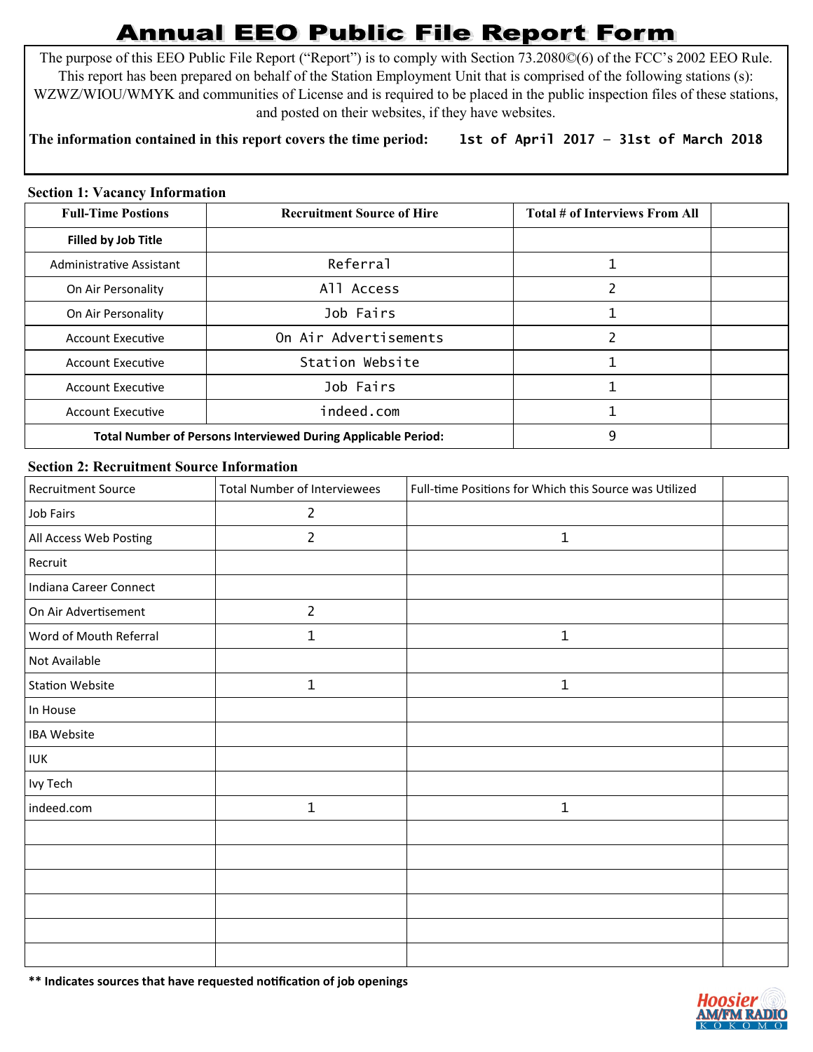# Annual EEO Public File Report Form

The purpose of this EEO Public File Report ("Report") is to comply with Section 73.2080©(6) of the FCC's 2002 EEO Rule. This report has been prepared on behalf of the Station Employment Unit that is comprised of the following stations (s): WZWZ/WIOU/WMYK and communities of License and is required to be placed in the public inspection files of these stations, and posted on their websites, if they have websites.

**The information contained in this report covers the time period:** 1st of April 2017 – 31st of March 2018

## Section 1: Vacancy Information

| Full-Time Postions | Recruitment Source of Hire | Total # of Interviews From All | |
|---|---|---|---|
| **Filled by Job Title** | | | |
| Administrative Assistant | Referral | 1 | |
| On Air Personality | All Access | 2 | |
| On Air Personality | Job Fairs | 1 | |
| Account Executive | On Air Advertisements | 2 | |
| Account Executive | Station Website | 1 | |
| Account Executive | Job Fairs | 1 | |
| Account Executive | indeed.com | 1 | |
| **Total Number of Persons Interviewed During Applicable Period:** | | 9 | |

## Section 2: Recruitment Source Information

| Recruitment Source | Total Number of Interviewees | Full-time Positions for Which this Source was Utilized | |
|---|---|---|---|
| Job Fairs | 2 | | |
| All Access Web Posting | 2 | 1 | |
| Recruit | | | |
| Indiana Career Connect | | | |
| On Air Advertisement | 2 | | |
| Word of Mouth Referral | 1 | 1 | |
| Not Available | | | |
| Station Website | 1 | 1 | |
| In House | | | |
| IBA Website | | | |
| IUK | | | |
| Ivy Tech | | | |
| indeed.com | 1 | 1 | |
| | | | |
| | | | |
| | | | |
| | | | |
| | | | |
| | | | |

**** Indicates sources that have requested notification of job openings**

Hoosier AM/FM RADIO KOKOMO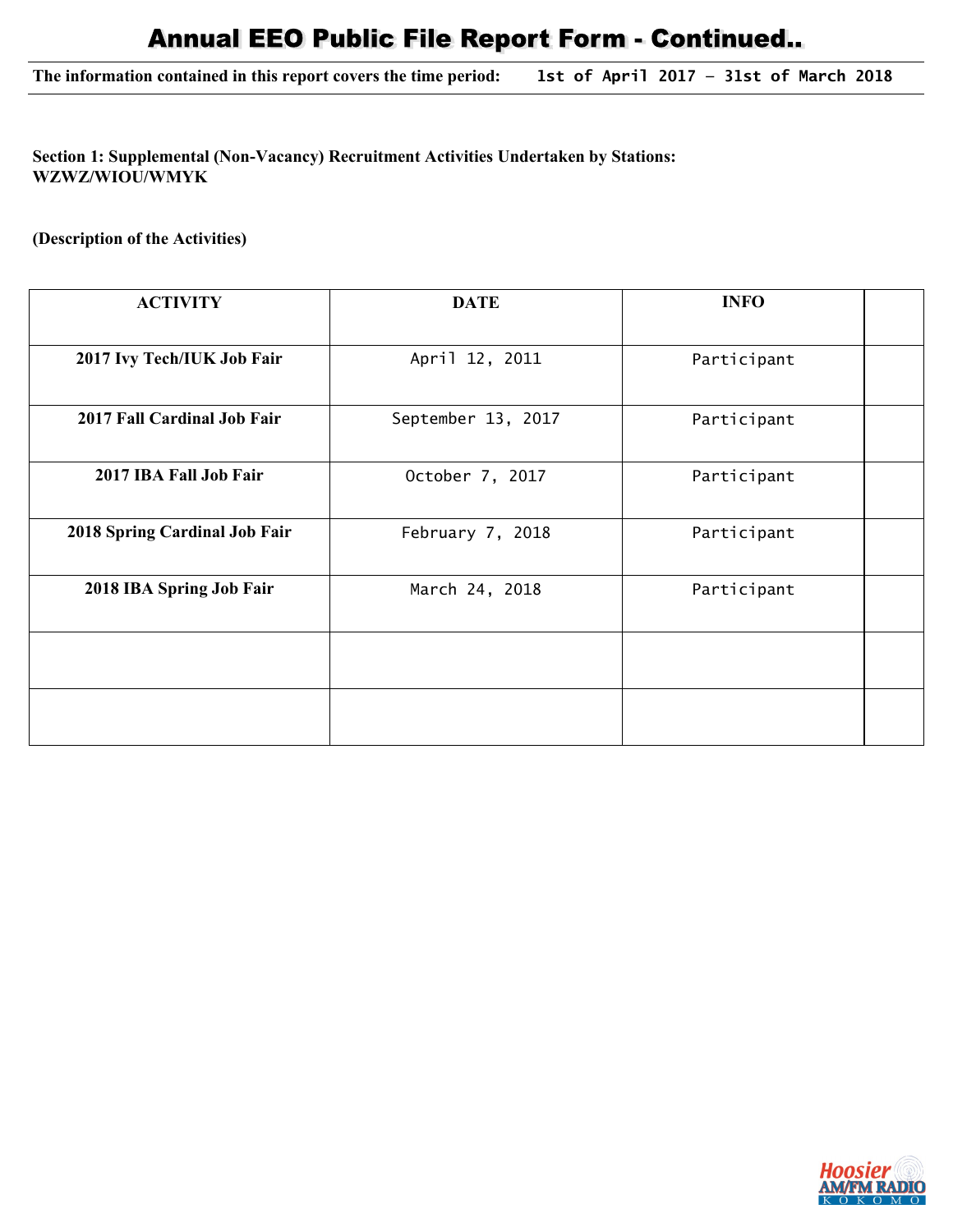# Annual EEO Public File Report Form - Continued..

**The information contained in this report covers the time period:** 1st of April 2017 – 31st of March 2018

**Section 1: Supplemental (Non-Vacancy) Recruitment Activities Undertaken by Stations: WZWZ/WIOU/WMYK**

**(Description of the Activities)**

| ACTIVITY | DATE | INFO | |
|---|---|---|---|
| **2017 Ivy Tech/IUK Job Fair** | April 12, 2011 | Participant | |
| **2017 Fall Cardinal Job Fair** | September 13, 2017 | Participant | |
| **2017 IBA Fall Job Fair** | October 7, 2017 | Participant | |
| **2018 Spring Cardinal Job Fair** | February 7, 2018 | Participant | |
| **2018 IBA Spring Job Fair** | March 24, 2018 | Participant | |
| | | | |
| | | | |

Hoosier AM/FM RADIO KOKOMO